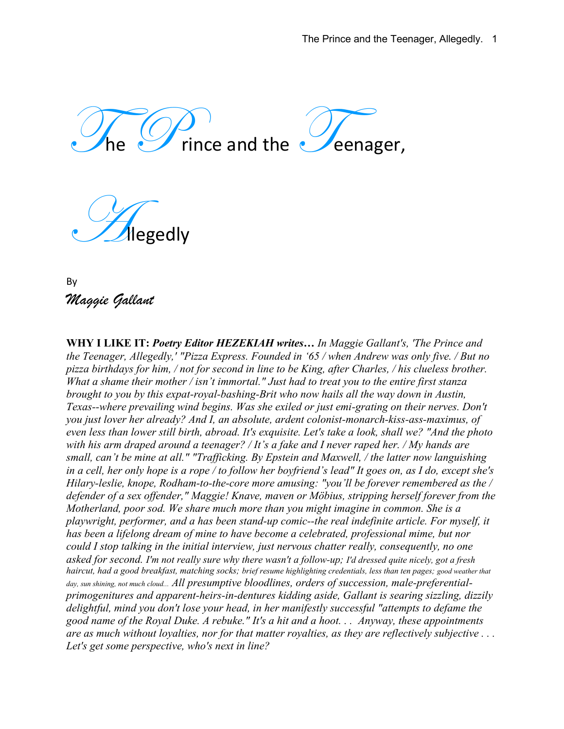# The Prince and the Teenager, Allegedly

By

*Maggie Gallant*

**WHY I LIKE IT:** ***Poetry Editor HEZEKIAH writes…*** *In Maggie Gallant's, 'The Prince and the Teenager, Allegedly,' "Pizza Express. Founded in '65 / when Andrew was only five. / But no pizza birthdays for him, / not for second in line to be King, after Charles, / his clueless brother. What a shame their mother / isn't immortal." Just had to treat you to the entire first stanza brought to you by this expat-royal-bashing-Brit who now hails all the way down in Austin, Texas--where prevailing wind begins. Was she exiled or just emi-grating on their nerves. Don't you just lover her already? And I, an absolute, ardent colonist-monarch-kiss-ass-maximus, of even less than lower still birth, abroad. It's exquisite. Let's take a look, shall we? "And the photo with his arm draped around a teenager? / It's a fake and I never raped her. / My hands are small, can't be mine at all." "Trafficking. By Epstein and Maxwell, / the latter now languishing in a cell, her only hope is a rope / to follow her boyfriend's lead" It goes on, as I do, except she's Hilary-leslie, knope, Rodham-to-the-core more amusing: "you'll be forever remembered as the / defender of a sex offender," Maggie! Knave, maven or Möbius, stripping herself forever from the Motherland, poor sod. We share much more than you might imagine in common. She is a playwright, performer, and a has been stand-up comic--the real indefinite article. For myself, it has been a lifelong dream of mine to have become a celebrated, professional mime, but nor could I stop talking in the initial interview, just nervous chatter really, consequently, no one asked for second. I'm not really sure why there wasn't a follow-up; I'd dressed quite nicely, got a fresh haircut, had a good breakfast, matching socks; brief resume highlighting credentials, less than ten pages; good weather that day, sun shining, not much cloud... All presumptive bloodlines, orders of succession, male-preferential-primogenitures and apparent-heirs-in-dentures kidding aside, Gallant is searing sizzling, dizzily delightful, mind you don't lose your head, in her manifestly successful "attempts to defame the good name of the Royal Duke. A rebuke." It's a hit and a hoot. . . Anyway, these appointments are as much without loyalties, nor for that matter royalties, as they are reflectively subjective . . . Let's get some perspective, who's next in line?*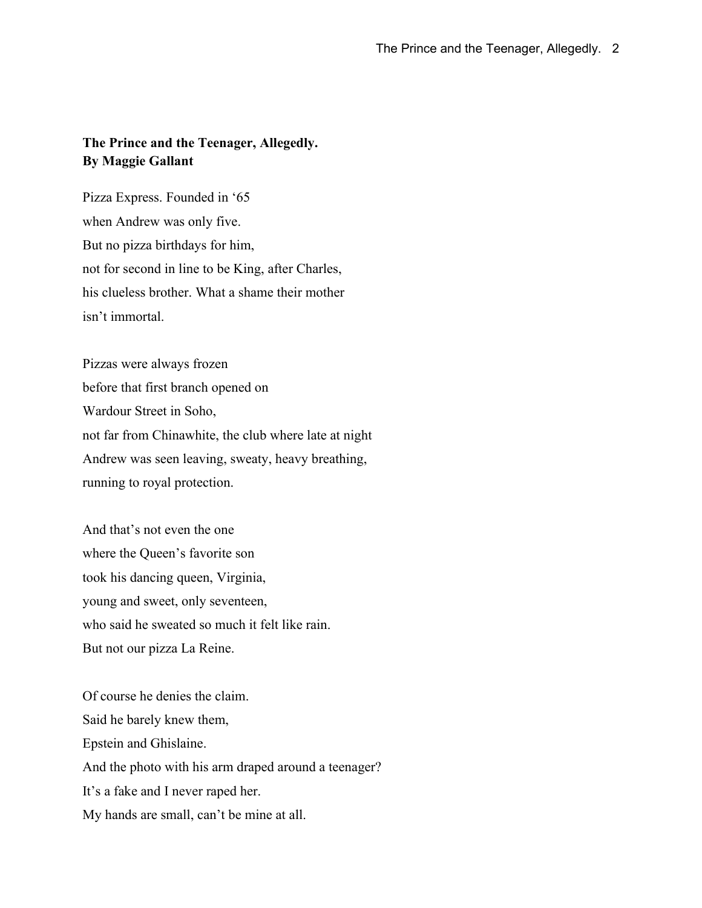**The Prince and the Teenager, Allegedly.**
**By Maggie Gallant**

Pizza Express. Founded in ‘65
when Andrew was only five.
But no pizza birthdays for him,
not for second in line to be King, after Charles,
his clueless brother. What a shame their mother
isn’t immortal.

Pizzas were always frozen
before that first branch opened on
Wardour Street in Soho,
not far from Chinawhite, the club where late at night
Andrew was seen leaving, sweaty, heavy breathing,
running to royal protection.

And that’s not even the one
where the Queen’s favorite son
took his dancing queen, Virginia,
young and sweet, only seventeen,
who said he sweated so much it felt like rain.
But not our pizza La Reine.

Of course he denies the claim.
Said he barely knew them,
Epstein and Ghislaine.
And the photo with his arm draped around a teenager?
It’s a fake and I never raped her.
My hands are small, can’t be mine at all.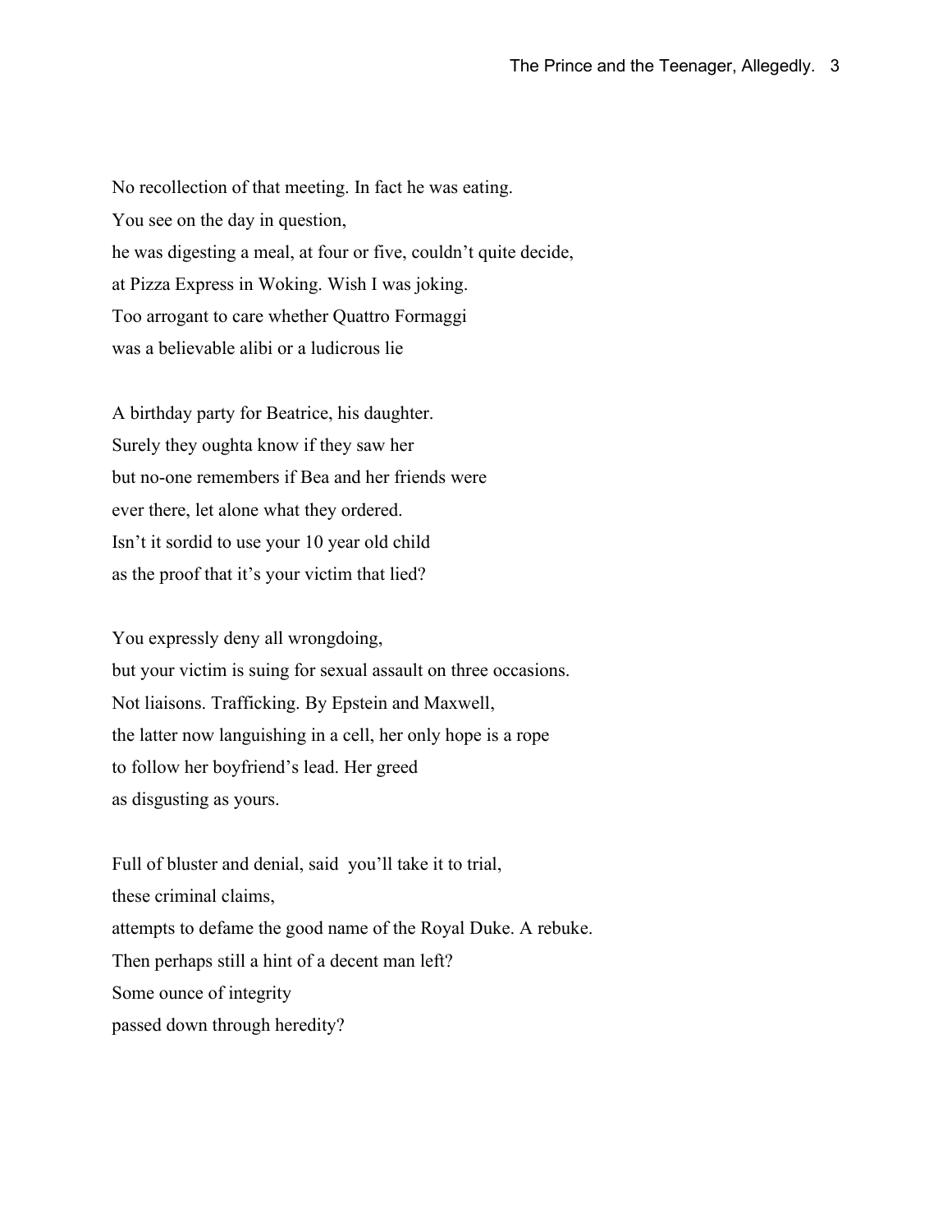No recollection of that meeting. In fact he was eating.
You see on the day in question,
he was digesting a meal, at four or five, couldn't quite decide,
at Pizza Express in Woking. Wish I was joking.
Too arrogant to care whether Quattro Formaggi
was a believable alibi or a ludicrous lie

A birthday party for Beatrice, his daughter.
Surely they oughta know if they saw her
but no-one remembers if Bea and her friends were
ever there, let alone what they ordered.
Isn't it sordid to use your 10 year old child
as the proof that it's your victim that lied?

You expressly deny all wrongdoing,
but your victim is suing for sexual assault on three occasions.
Not liaisons. Trafficking. By Epstein and Maxwell,
the latter now languishing in a cell, her only hope is a rope
to follow her boyfriend's lead. Her greed
as disgusting as yours.

Full of bluster and denial, said you'll take it to trial,
these criminal claims,
attempts to defame the good name of the Royal Duke. A rebuke.
Then perhaps still a hint of a decent man left?
Some ounce of integrity
passed down through heredity?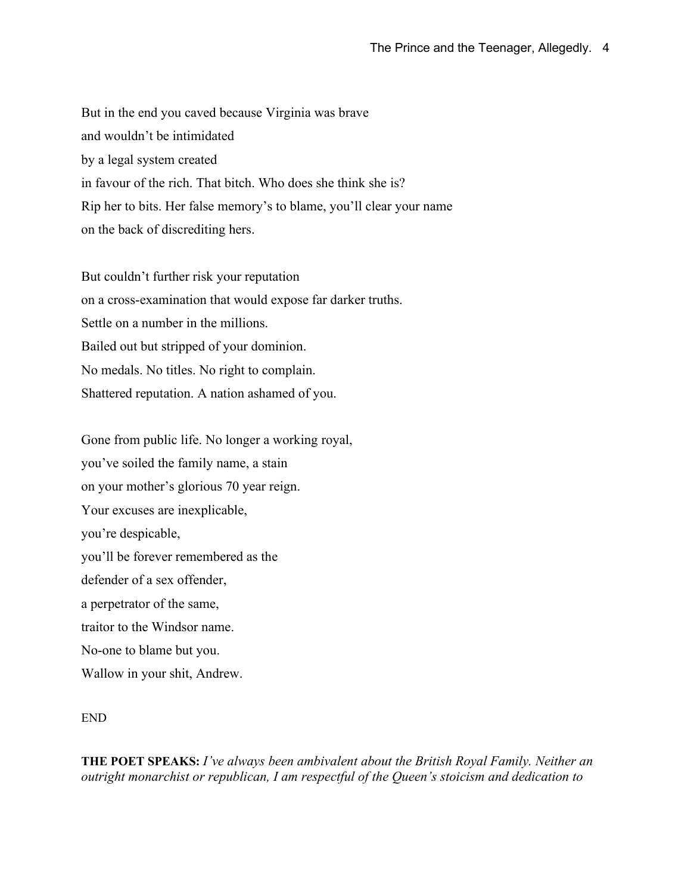But in the end you caved because Virginia was brave  
and wouldn't be intimidated  
by a legal system created  
in favour of the rich. That bitch. Who does she think she is?  
Rip her to bits. Her false memory's to blame, you'll clear your name  
on the back of discrediting hers.

But couldn't further risk your reputation  
on a cross-examination that would expose far darker truths.  
Settle on a number in the millions.  
Bailed out but stripped of your dominion.  
No medals. No titles. No right to complain.  
Shattered reputation. A nation ashamed of you.

Gone from public life. No longer a working royal,  
you've soiled the family name, a stain  
on your mother's glorious 70 year reign.  
Your excuses are inexplicable,  
you're despicable,  
you'll be forever remembered as the  
defender of a sex offender,  
a perpetrator of the same,  
traitor to the Windsor name.  
No-one to blame but you.  
Wallow in your shit, Andrew.

END

**THE POET SPEAKS:** *I've always been ambivalent about the British Royal Family. Neither an outright monarchist or republican, I am respectful of the Queen's stoicism and dedication to*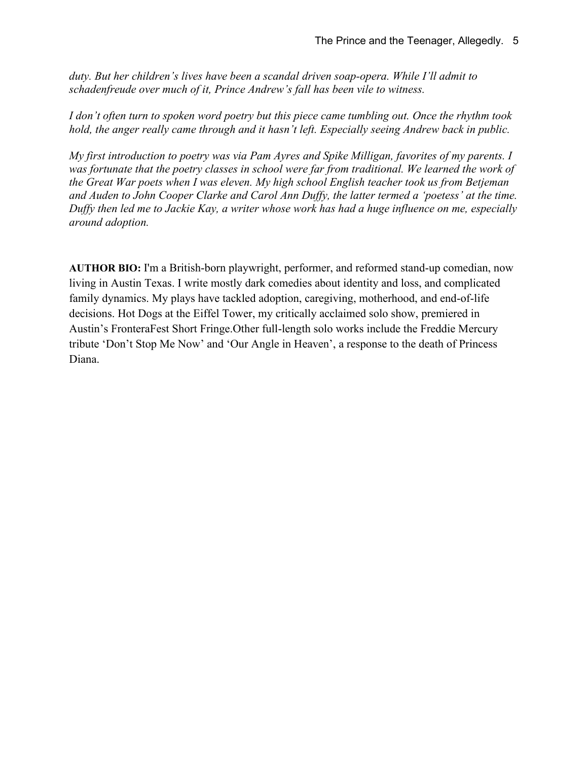*duty. But her children's lives have been a scandal driven soap-opera. While I'll admit to schadenfreude over much of it, Prince Andrew's fall has been vile to witness.*

*I don't often turn to spoken word poetry but this piece came tumbling out. Once the rhythm took hold, the anger really came through and it hasn't left. Especially seeing Andrew back in public.*

*My first introduction to poetry was via Pam Ayres and Spike Milligan, favorites of my parents. I was fortunate that the poetry classes in school were far from traditional. We learned the work of the Great War poets when I was eleven. My high school English teacher took us from Betjeman and Auden to John Cooper Clarke and Carol Ann Duffy, the latter termed a 'poetess' at the time. Duffy then led me to Jackie Kay, a writer whose work has had a huge influence on me, especially around adoption.*

**AUTHOR BIO:** I'm a British-born playwright, performer, and reformed stand-up comedian, now living in Austin Texas. I write mostly dark comedies about identity and loss, and complicated family dynamics. My plays have tackled adoption, caregiving, motherhood, and end-of-life decisions. Hot Dogs at the Eiffel Tower, my critically acclaimed solo show, premiered in Austin's FronteraFest Short Fringe.Other full-length solo works include the Freddie Mercury tribute 'Don't Stop Me Now' and 'Our Angle in Heaven', a response to the death of Princess Diana.